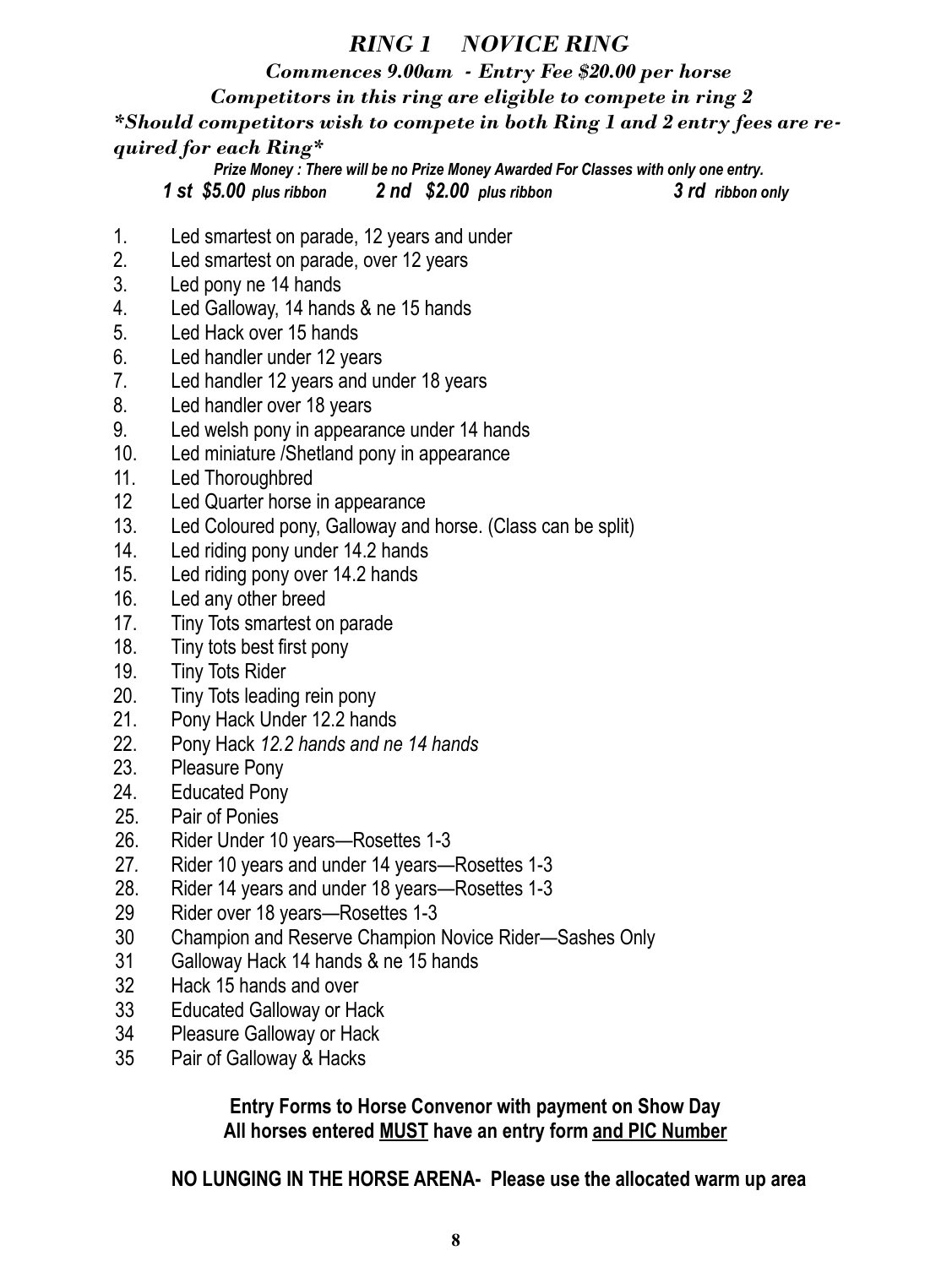# *RING 1 NOVICE RING*

***Commences 9.00am - Entry Fee $20.00 per horse***

***Competitors in this ring are eligible to compete in ring 2***

***\*Should competitors wish to compete in both Ring 1 and 2 entry fees are required for each Ring\****

***Prize Money : There will be no Prize Money Awarded For Classes with only one entry.***

***1 st $5.00** plus ribbon* ***2 nd $2.00** plus ribbon* ***3 rd** ribbon only*

1. Led smartest on parade, 12 years and under
2. Led smartest on parade, over 12 years
3. Led pony ne 14 hands
4. Led Galloway, 14 hands & ne 15 hands
5. Led Hack over 15 hands
6. Led handler under 12 years
7. Led handler 12 years and under 18 years
8. Led handler over 18 years
9. Led welsh pony in appearance under 14 hands
10. Led miniature /Shetland pony in appearance
11. Led Thoroughbred
12. Led Quarter horse in appearance
13. Led Coloured pony, Galloway and horse. (Class can be split)
14. Led riding pony under 14.2 hands
15. Led riding pony over 14.2 hands
16. Led any other breed
17. Tiny Tots smartest on parade
18. Tiny tots best first pony
19. Tiny Tots Rider
20. Tiny Tots leading rein pony
21. Pony Hack Under 12.2 hands
22. Pony Hack *12.2 hands and ne 14 hands*
23. Pleasure Pony
24. Educated Pony
25. Pair of Ponies
26. Rider Under 10 years—Rosettes 1-3
27. Rider 10 years and under 14 years—Rosettes 1-3
28. Rider 14 years and under 18 years—Rosettes 1-3
29. Rider over 18 years—Rosettes 1-3
30. Champion and Reserve Champion Novice Rider—Sashes Only
31. Galloway Hack 14 hands & ne 15 hands
32. Hack 15 hands and over
33. Educated Galloway or Hack
34. Pleasure Galloway or Hack
35. Pair of Galloway & Hacks

**Entry Forms to Horse Convenor with payment on Show Day**
**All horses entered <u>MUST</u> have an entry form <u>and PIC Number</u>**

**NO LUNGING IN THE HORSE ARENA- Please use the allocated warm up area**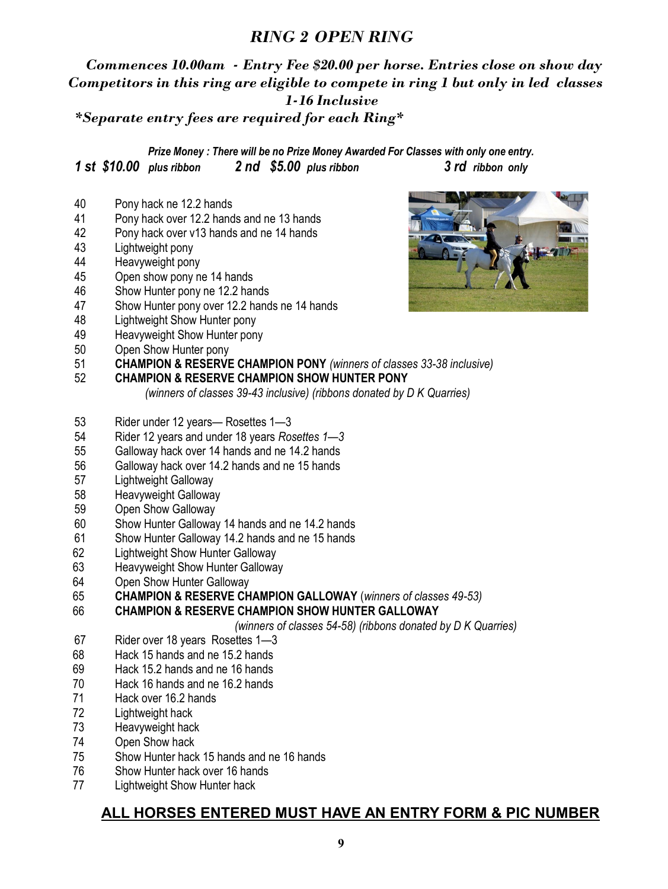# *RING 2 OPEN RING*

***Commences 10.00am - Entry Fee $20.00 per horse. Entries close on show day***
***Competitors in this ring are eligible to compete in ring 1 but only in led classes 1-16 Inclusive***
***\*Separate entry fees are required for each Ring\****

***Prize Money : There will be no Prize Money Awarded For Classes with only one entry.***

***1 st $10.00*** *plus ribbon* ***2 nd $5.00*** *plus ribbon* ***3 rd*** *ribbon only*

40 Pony hack ne 12.2 hands
41 Pony hack over 12.2 hands and ne 13 hands
42 Pony hack over v13 hands and ne 14 hands
43 Lightweight pony
44 Heavyweight pony
45 Open show pony ne 14 hands
46 Show Hunter pony ne 12.2 hands
47 Show Hunter pony over 12.2 hands ne 14 hands
48 Lightweight Show Hunter pony
49 Heavyweight Show Hunter pony
50 Open Show Hunter pony
51 **CHAMPION & RESERVE CHAMPION PONY** *(winners of classes 33-38 inclusive)*
52 **CHAMPION & RESERVE CHAMPION SHOW HUNTER PONY**
*(winners of classes 39-43 inclusive) (ribbons donated by D K Quarries)*

53 Rider under 12 years— Rosettes 1—3
54 Rider 12 years and under 18 years *Rosettes 1—3*
55 Galloway hack over 14 hands and ne 14.2 hands
56 Galloway hack over 14.2 hands and ne 15 hands
57 Lightweight Galloway
58 Heavyweight Galloway
59 Open Show Galloway
60 Show Hunter Galloway 14 hands and ne 14.2 hands
61 Show Hunter Galloway 14.2 hands and ne 15 hands
62 Lightweight Show Hunter Galloway
63 Heavyweight Show Hunter Galloway
64 Open Show Hunter Galloway
65 **CHAMPION & RESERVE CHAMPION GALLOWAY** (*winners of classes 49-53)*
66 **CHAMPION & RESERVE CHAMPION SHOW HUNTER GALLOWAY**
*(winners of classes 54-58) (ribbons donated by D K Quarries)*
67 Rider over 18 years Rosettes 1—3
68 Hack 15 hands and ne 15.2 hands
69 Hack 15.2 hands and ne 16 hands
70 Hack 16 hands and ne 16.2 hands
71 Hack over 16.2 hands
72 Lightweight hack
73 Heavyweight hack
74 Open Show hack
75 Show Hunter hack 15 hands and ne 16 hands
76 Show Hunter hack over 16 hands
77 Lightweight Show Hunter hack

## ALL HORSES ENTERED MUST HAVE AN ENTRY FORM & PIC NUMBER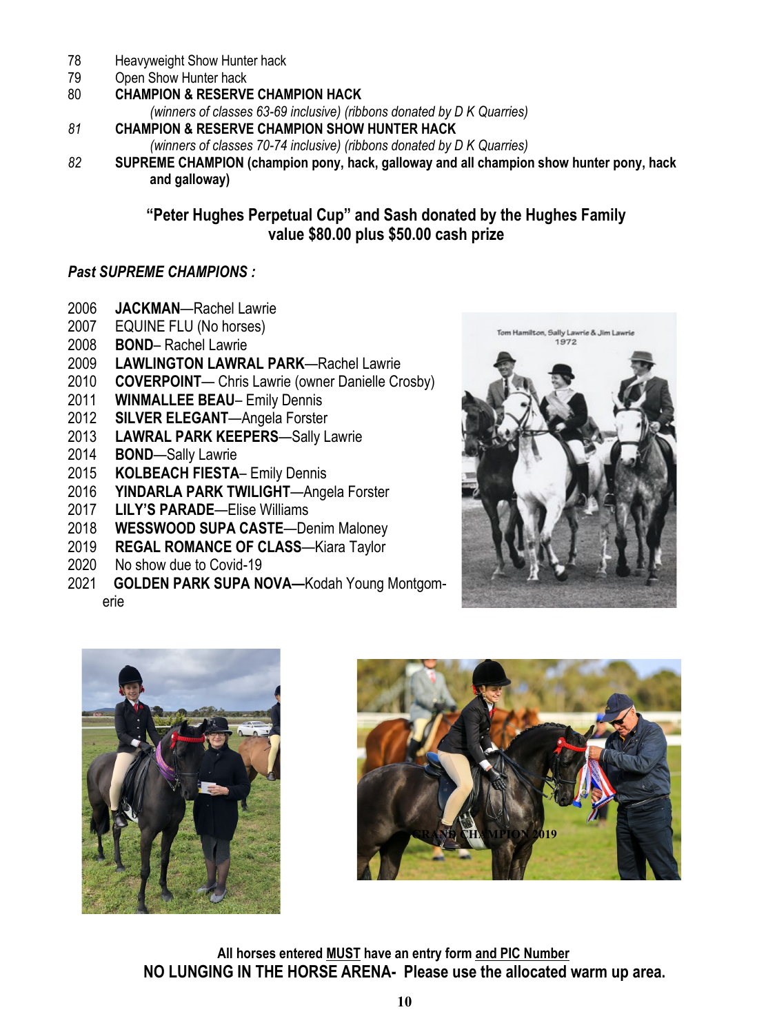78 Heavyweight Show Hunter hack

79 Open Show Hunter hack

80 **CHAMPION & RESERVE CHAMPION HACK**

*(winners of classes 63-69 inclusive) (ribbons donated by D K Quarries)*

*81* **CHAMPION & RESERVE CHAMPION SHOW HUNTER HACK**

*(winners of classes 70-74 inclusive) (ribbons donated by D K Quarries)*

*82* **SUPREME CHAMPION (champion pony, hack, galloway and all champion show hunter pony, hack and galloway)**

**"Peter Hughes Perpetual Cup" and Sash donated by the Hughes Family value $80.00 plus $50.00 cash prize**

***Past SUPREME CHAMPIONS :***

2006 **JACKMAN**—Rachel Lawrie
2007 EQUINE FLU (No horses)
2008 **BOND**– Rachel Lawrie
2009 **LAWLINGTON LAWRAL PARK**—Rachel Lawrie
2010 **COVERPOINT**— Chris Lawrie (owner Danielle Crosby)
2011 **WINMALLEE BEAU**– Emily Dennis
2012 **SILVER ELEGANT**—Angela Forster
2013 **LAWRAL PARK KEEPERS**—Sally Lawrie
2014 **BOND**—Sally Lawrie
2015 **KOLBEACH FIESTA**– Emily Dennis
2016 **YINDARLA PARK TWILIGHT**—Angela Forster
2017 **LILY'S PARADE**—Elise Williams
2018 **WESSWOOD SUPA CASTE**—Denim Maloney
2019 **REGAL ROMANCE OF CLASS**—Kiara Taylor
2020 No show due to Covid-19
2021 **GOLDEN PARK SUPA NOVA—**Kodah Young Montgomerie

Tom Hamilton, Sally Lawrie & Jim Lawrie 1972

GRAND CHAMPION 2019

**All horses entered MUST have an entry form and PIC Number**

**NO LUNGING IN THE HORSE ARENA- Please use the allocated warm up area.**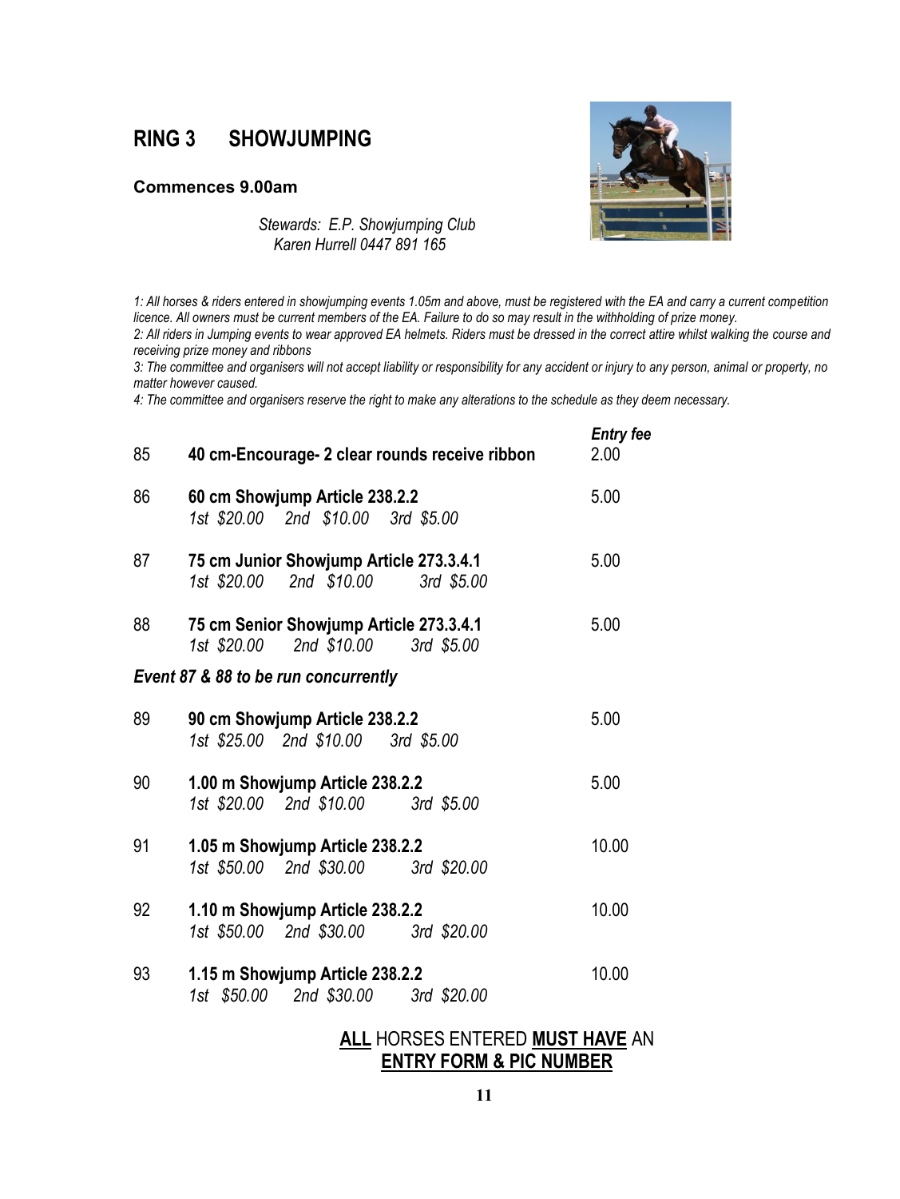## RING 3 SHOWJUMPING

**Commences 9.00am**

*Stewards: E.P. Showjumping Club*
*Karen Hurrell 0447 891 165*

*1: All horses & riders entered in showjumping events 1.05m and above, must be registered with the EA and carry a current competition licence. All owners must be current members of the EA. Failure to do so may result in the withholding of prize money.*
*2: All riders in Jumping events to wear approved EA helmets. Riders must be dressed in the correct attire whilst walking the course and receiving prize money and ribbons*
*3: The committee and organisers will not accept liability or responsibility for any accident or injury to any person, animal or property, no matter however caused.*
*4: The committee and organisers reserve the right to make any alterations to the schedule as they deem necessary.*

| | | *Entry fee* |
|---|---|---|
| 85 | **40 cm-Encourage- 2 clear rounds receive ribbon** | 2.00 |
| 86 | **60 cm Showjump Article 238.2.2**<br>*1st $20.00 2nd $10.00 3rd $5.00* | 5.00 |
| 87 | **75 cm Junior Showjump Article 273.3.4.1**<br>*1st $20.00 2nd $10.00 3rd $5.00* | 5.00 |
| 88 | **75 cm Senior Showjump Article 273.3.4.1**<br>*1st $20.00 2nd $10.00 3rd $5.00* | 5.00 |

***Event 87 & 88 to be run concurrently***

| | | |
|---|---|---|
| 89 | **90 cm Showjump Article 238.2.2**<br>*1st $25.00 2nd $10.00 3rd $5.00* | 5.00 |
| 90 | **1.00 m Showjump Article 238.2.2**<br>*1st $20.00 2nd $10.00 3rd $5.00* | 5.00 |
| 91 | **1.05 m Showjump Article 238.2.2**<br>*1st $50.00 2nd $30.00 3rd $20.00* | 10.00 |
| 92 | **1.10 m Showjump Article 238.2.2**<br>*1st $50.00 2nd $30.00 3rd $20.00* | 10.00 |
| 93 | **1.15 m Showjump Article 238.2.2**<br>*1st $50.00 2nd $30.00 3rd $20.00* | 10.00 |

**ALL** HORSES ENTERED **MUST HAVE** AN
**ENTRY FORM & PIC NUMBER**